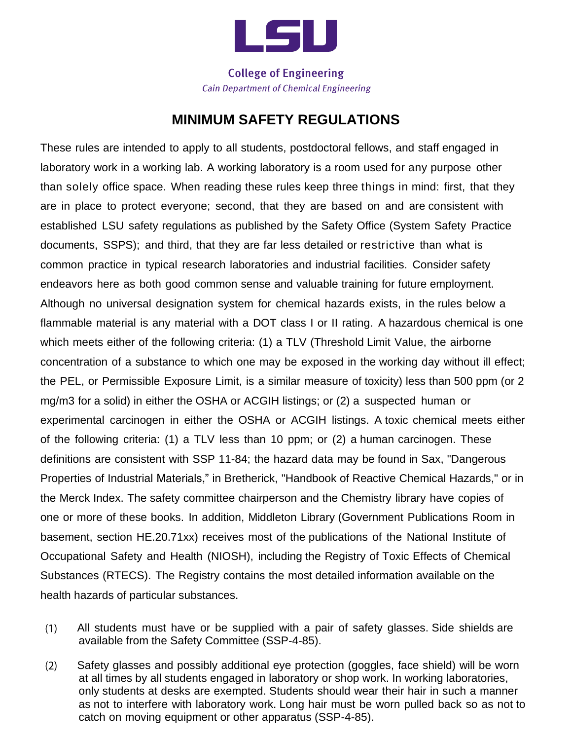LSU

**College of Engineering**

*Cain Department of Chemical Engineering*

# MINIMUM SAFETY REGULATIONS

These rules are intended to apply to all students, postdoctoral fellows, and staff engaged in laboratory work in a working lab. A working laboratory is a room used for any purpose other than solely office space. When reading these rules keep three things in mind: first, that they are in place to protect everyone; second, that they are based on and are consistent with established LSU safety regulations as published by the Safety Office (System Safety Practice documents, SSPS); and third, that they are far less detailed or restrictive than what is common practice in typical research laboratories and industrial facilities. Consider safety endeavors here as both good common sense and valuable training for future employment. Although no universal designation system for chemical hazards exists, in the rules below a flammable material is any material with a DOT class I or II rating. A hazardous chemical is one which meets either of the following criteria: (1) a TLV (Threshold Limit Value, the airborne concentration of a substance to which one may be exposed in the working day without ill effect; the PEL, or Permissible Exposure Limit, is a similar measure of toxicity) less than 500 ppm (or 2 mg/m3 for a solid) in either the OSHA or ACGIH listings; or (2) a suspected human or experimental carcinogen in either the OSHA or ACGIH listings. A toxic chemical meets either of the following criteria: (1) a TLV less than 10 ppm; or (2) a human carcinogen. These definitions are consistent with SSP 11-84; the hazard data may be found in Sax, "Dangerous Properties of Industrial Materials," in Bretherick, "Handbook of Reactive Chemical Hazards," or in the Merck Index. The safety committee chairperson and the Chemistry library have copies of one or more of these books. In addition, Middleton Library (Government Publications Room in basement, section HE.20.71xx) receives most of the publications of the National Institute of Occupational Safety and Health (NIOSH), including the Registry of Toxic Effects of Chemical Substances (RTECS). The Registry contains the most detailed information available on the health hazards of particular substances.

(1) All students must have or be supplied with a pair of safety glasses. Side shields are available from the Safety Committee (SSP-4-85).

(2) Safety glasses and possibly additional eye protection (goggles, face shield) will be worn at all times by all students engaged in laboratory or shop work. In working laboratories, only students at desks are exempted. Students should wear their hair in such a manner as not to interfere with laboratory work. Long hair must be worn pulled back so as not to catch on moving equipment or other apparatus (SSP-4-85).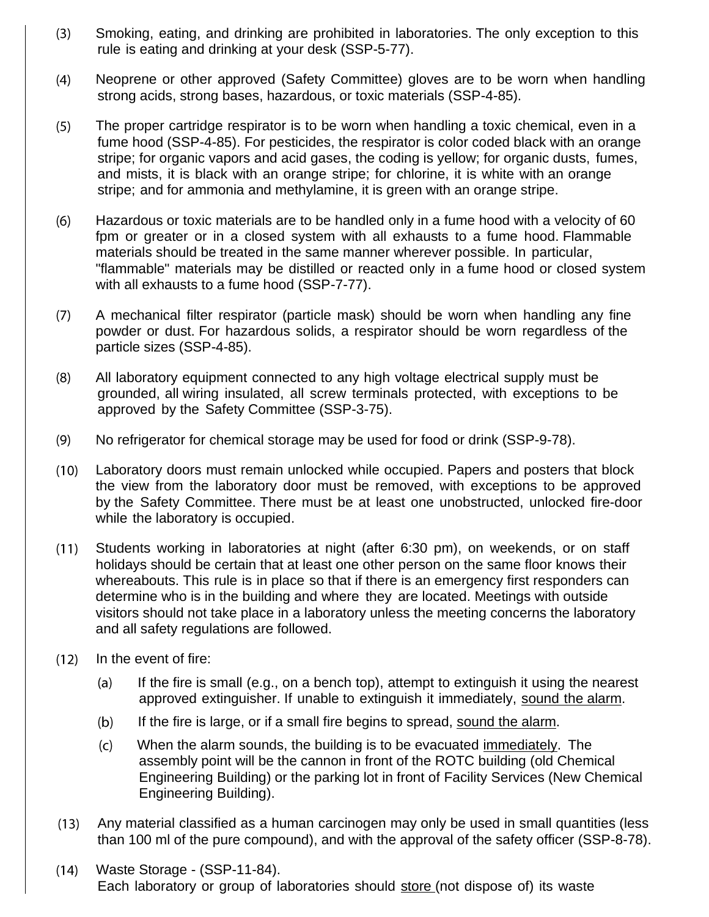(3) Smoking, eating, and drinking are prohibited in laboratories. The only exception to this rule is eating and drinking at your desk (SSP-5-77).

(4) Neoprene or other approved (Safety Committee) gloves are to be worn when handling strong acids, strong bases, hazardous, or toxic materials (SSP-4-85).

(5) The proper cartridge respirator is to be worn when handling a toxic chemical, even in a fume hood (SSP-4-85). For pesticides, the respirator is color coded black with an orange stripe; for organic vapors and acid gases, the coding is yellow; for organic dusts, fumes, and mists, it is black with an orange stripe; for chlorine, it is white with an orange stripe; and for ammonia and methylamine, it is green with an orange stripe.

(6) Hazardous or toxic materials are to be handled only in a fume hood with a velocity of 60 fpm or greater or in a closed system with all exhausts to a fume hood. Flammable materials should be treated in the same manner wherever possible. In particular, "flammable" materials may be distilled or reacted only in a fume hood or closed system with all exhausts to a fume hood (SSP-7-77).

(7) A mechanical filter respirator (particle mask) should be worn when handling any fine powder or dust. For hazardous solids, a respirator should be worn regardless of the particle sizes (SSP-4-85).

(8) All laboratory equipment connected to any high voltage electrical supply must be grounded, all wiring insulated, all screw terminals protected, with exceptions to be approved by the Safety Committee (SSP-3-75).

(9) No refrigerator for chemical storage may be used for food or drink (SSP-9-78).

(10) Laboratory doors must remain unlocked while occupied. Papers and posters that block the view from the laboratory door must be removed, with exceptions to be approved by the Safety Committee. There must be at least one unobstructed, unlocked fire-door while the laboratory is occupied.

(11) Students working in laboratories at night (after 6:30 pm), on weekends, or on staff holidays should be certain that at least one other person on the same floor knows their whereabouts. This rule is in place so that if there is an emergency first responders can determine who is in the building and where they are located. Meetings with outside visitors should not take place in a laboratory unless the meeting concerns the laboratory and all safety regulations are followed.

(12) In the event of fire:

   (a) If the fire is small (e.g., on a bench top), attempt to extinguish it using the nearest approved extinguisher. If unable to extinguish it immediately, <u>sound the alarm</u>.

   (b) If the fire is large, or if a small fire begins to spread, <u>sound the alarm</u>.

   (c) When the alarm sounds, the building is to be evacuated <u>immediately</u>. The assembly point will be the cannon in front of the ROTC building (old Chemical Engineering Building) or the parking lot in front of Facility Services (New Chemical Engineering Building).

(13) Any material classified as a human carcinogen may only be used in small quantities (less than 100 ml of the pure compound), and with the approval of the safety officer (SSP-8-78).

(14) Waste Storage - (SSP-11-84).
Each laboratory or group of laboratories should <u>store</u> (not dispose of) its waste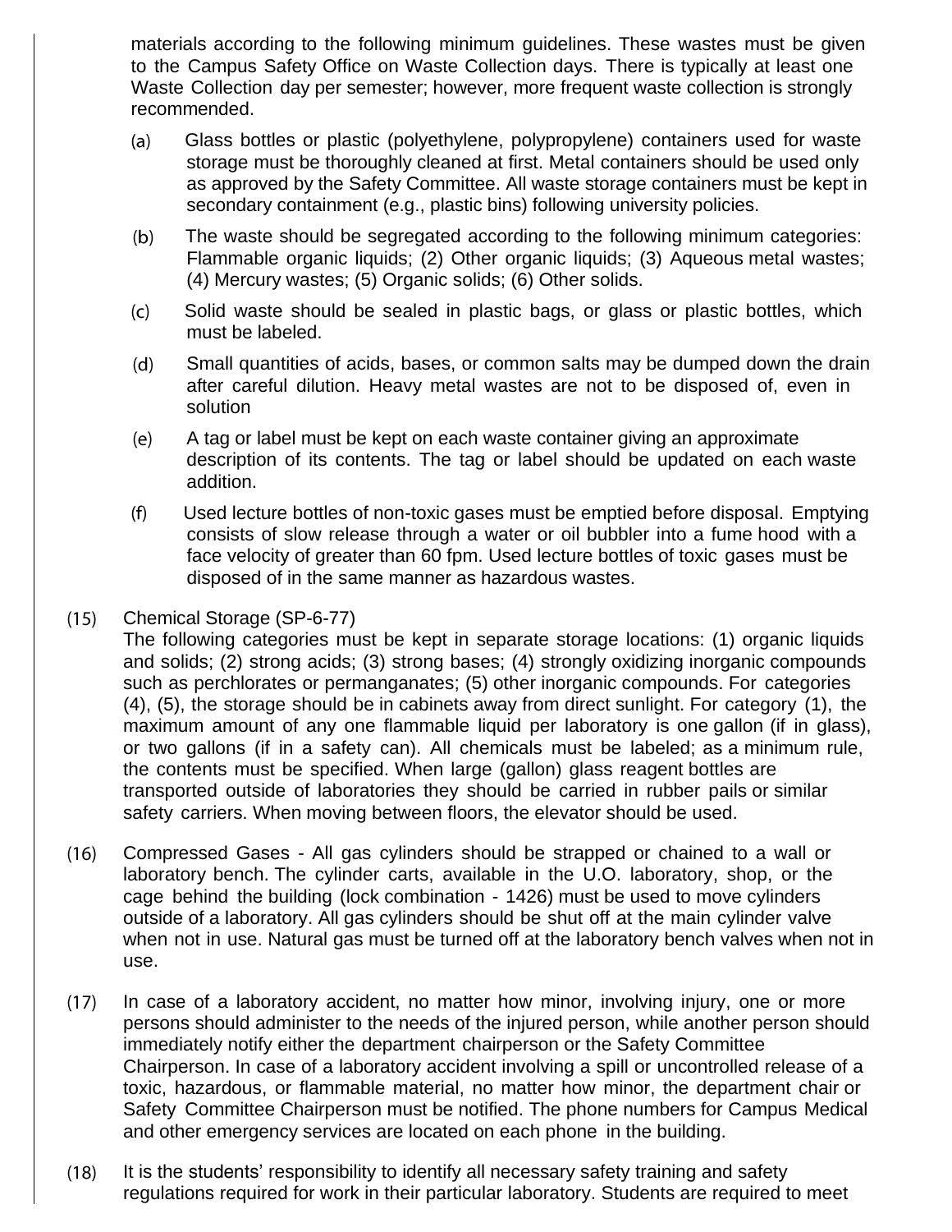materials according to the following minimum guidelines. These wastes must be given to the Campus Safety Office on Waste Collection days. There is typically at least one Waste Collection day per semester; however, more frequent waste collection is strongly recommended.

(a) Glass bottles or plastic (polyethylene, polypropylene) containers used for waste storage must be thoroughly cleaned at first. Metal containers should be used only as approved by the Safety Committee. All waste storage containers must be kept in secondary containment (e.g., plastic bins) following university policies.

(b) The waste should be segregated according to the following minimum categories: Flammable organic liquids; (2) Other organic liquids; (3) Aqueous metal wastes; (4) Mercury wastes; (5) Organic solids; (6) Other solids.

(c) Solid waste should be sealed in plastic bags, or glass or plastic bottles, which must be labeled.

(d) Small quantities of acids, bases, or common salts may be dumped down the drain after careful dilution. Heavy metal wastes are not to be disposed of, even in solution

(e) A tag or label must be kept on each waste container giving an approximate description of its contents. The tag or label should be updated on each waste addition.

(f) Used lecture bottles of non-toxic gases must be emptied before disposal. Emptying consists of slow release through a water or oil bubbler into a fume hood with a face velocity of greater than 60 fpm. Used lecture bottles of toxic gases must be disposed of in the same manner as hazardous wastes.

(15) Chemical Storage (SP-6-77)
The following categories must be kept in separate storage locations: (1) organic liquids and solids; (2) strong acids; (3) strong bases; (4) strongly oxidizing inorganic compounds such as perchlorates or permanganates; (5) other inorganic compounds. For categories (4), (5), the storage should be in cabinets away from direct sunlight. For category (1), the maximum amount of any one flammable liquid per laboratory is one gallon (if in glass), or two gallons (if in a safety can). All chemicals must be labeled; as a minimum rule, the contents must be specified. When large (gallon) glass reagent bottles are transported outside of laboratories they should be carried in rubber pails or similar safety carriers. When moving between floors, the elevator should be used.

(16) Compressed Gases - All gas cylinders should be strapped or chained to a wall or laboratory bench. The cylinder carts, available in the U.O. laboratory, shop, or the cage behind the building (lock combination - 1426) must be used to move cylinders outside of a laboratory. All gas cylinders should be shut off at the main cylinder valve when not in use. Natural gas must be turned off at the laboratory bench valves when not in use.

(17) In case of a laboratory accident, no matter how minor, involving injury, one or more persons should administer to the needs of the injured person, while another person should immediately notify either the department chairperson or the Safety Committee Chairperson. In case of a laboratory accident involving a spill or uncontrolled release of a toxic, hazardous, or flammable material, no matter how minor, the department chair or Safety Committee Chairperson must be notified. The phone numbers for Campus Medical and other emergency services are located on each phone in the building.

(18) It is the students' responsibility to identify all necessary safety training and safety regulations required for work in their particular laboratory. Students are required to meet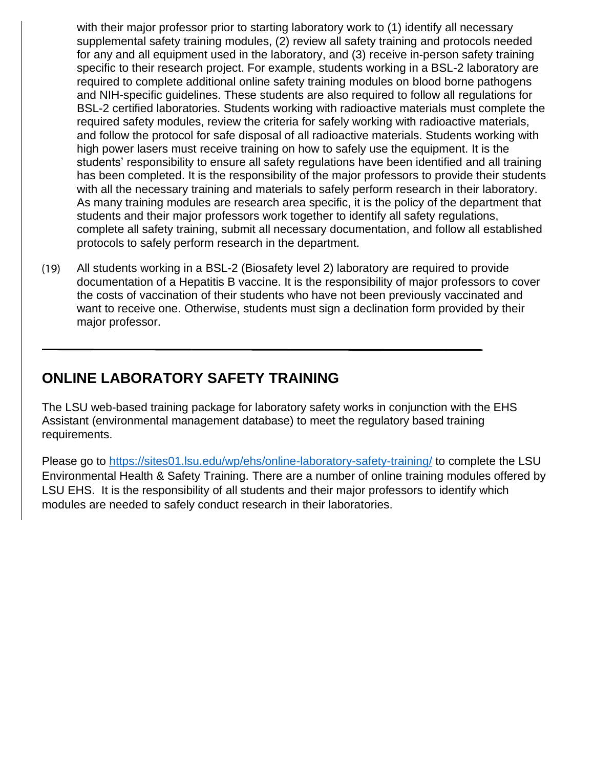with their major professor prior to starting laboratory work to (1) identify all necessary supplemental safety training modules, (2) review all safety training and protocols needed for any and all equipment used in the laboratory, and (3) receive in-person safety training specific to their research project. For example, students working in a BSL-2 laboratory are required to complete additional online safety training modules on blood borne pathogens and NIH-specific guidelines. These students are also required to follow all regulations for BSL-2 certified laboratories. Students working with radioactive materials must complete the required safety modules, review the criteria for safely working with radioactive materials, and follow the protocol for safe disposal of all radioactive materials. Students working with high power lasers must receive training on how to safely use the equipment. It is the students' responsibility to ensure all safety regulations have been identified and all training has been completed. It is the responsibility of the major professors to provide their students with all the necessary training and materials to safely perform research in their laboratory. As many training modules are research area specific, it is the policy of the department that students and their major professors work together to identify all safety regulations, complete all safety training, submit all necessary documentation, and follow all established protocols to safely perform research in the department.

(19) All students working in a BSL-2 (Biosafety level 2) laboratory are required to provide documentation of a Hepatitis B vaccine. It is the responsibility of major professors to cover the costs of vaccination of their students who have not been previously vaccinated and want to receive one. Otherwise, students must sign a declination form provided by their major professor.

---

## ONLINE LABORATORY SAFETY TRAINING

The LSU web-based training package for laboratory safety works in conjunction with the EHS Assistant (environmental management database) to meet the regulatory based training requirements.

Please go to https://sites01.lsu.edu/wp/ehs/online-laboratory-safety-training/ to complete the LSU Environmental Health & Safety Training. There are a number of online training modules offered by LSU EHS. It is the responsibility of all students and their major professors to identify which modules are needed to safely conduct research in their laboratories.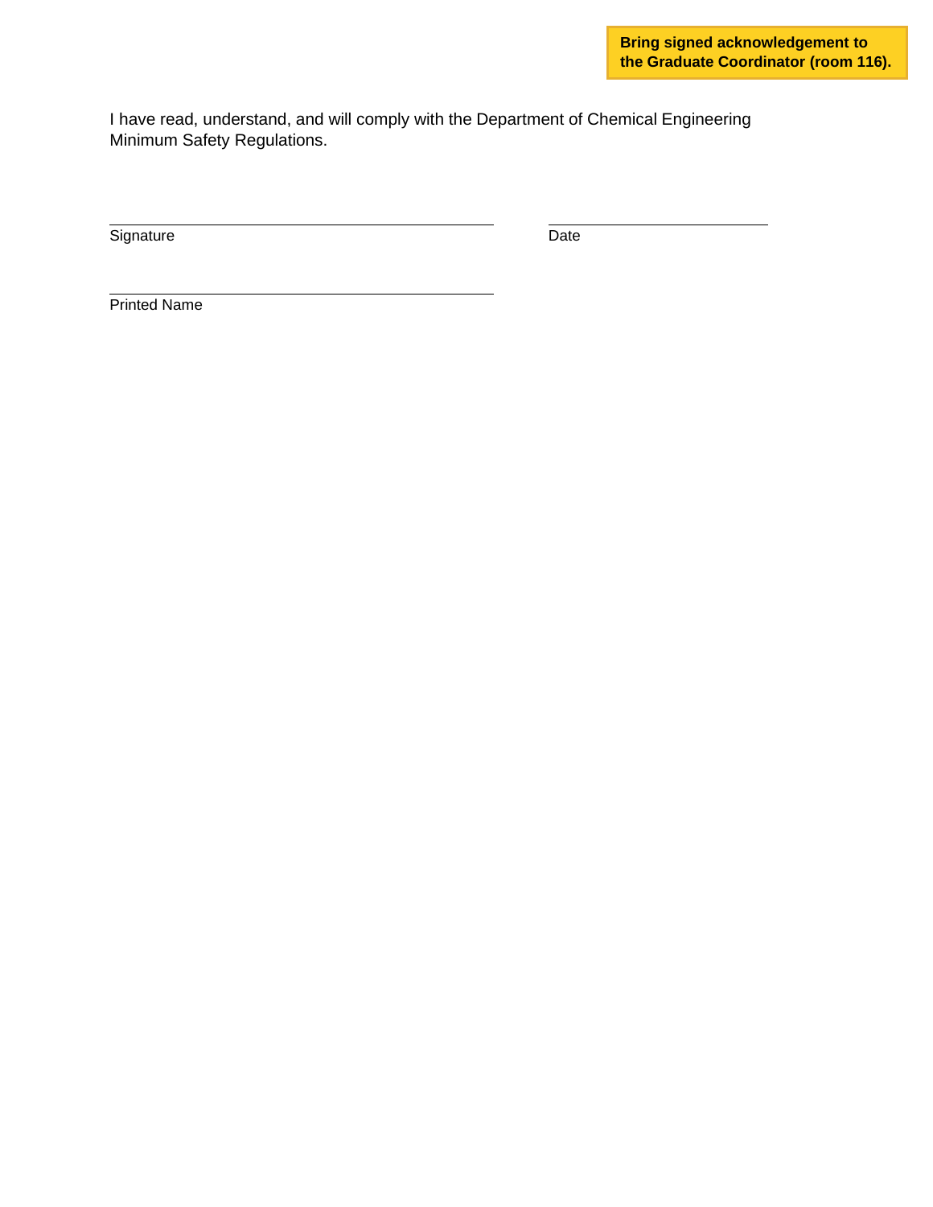**Bring signed acknowledgement to the Graduate Coordinator (room 116).**

I have read, understand, and will comply with the Department of Chemical Engineering Minimum Safety Regulations.

\_\_\_\_\_\_\_\_\_\_\_\_\_\_\_\_\_\_\_\_\_\_\_\_\_\_\_\_\_\_\_\_\_\_\_\_\_\_\_\_
Signature

\_\_\_\_\_\_\_\_\_\_\_\_\_\_\_\_\_\_\_\_\_\_\_\_
Date

\_\_\_\_\_\_\_\_\_\_\_\_\_\_\_\_\_\_\_\_\_\_\_\_\_\_\_\_\_\_\_\_\_\_\_\_\_\_\_\_
Printed Name